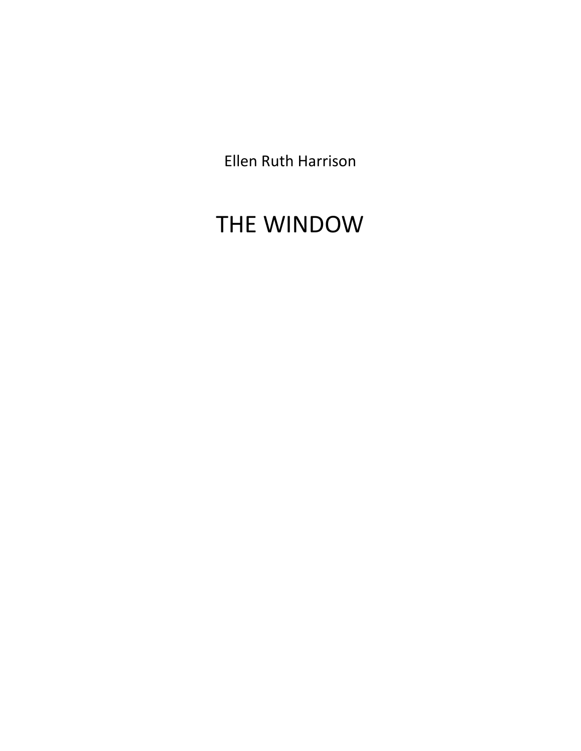Ellen Ruth Harrison

# THE WINDOW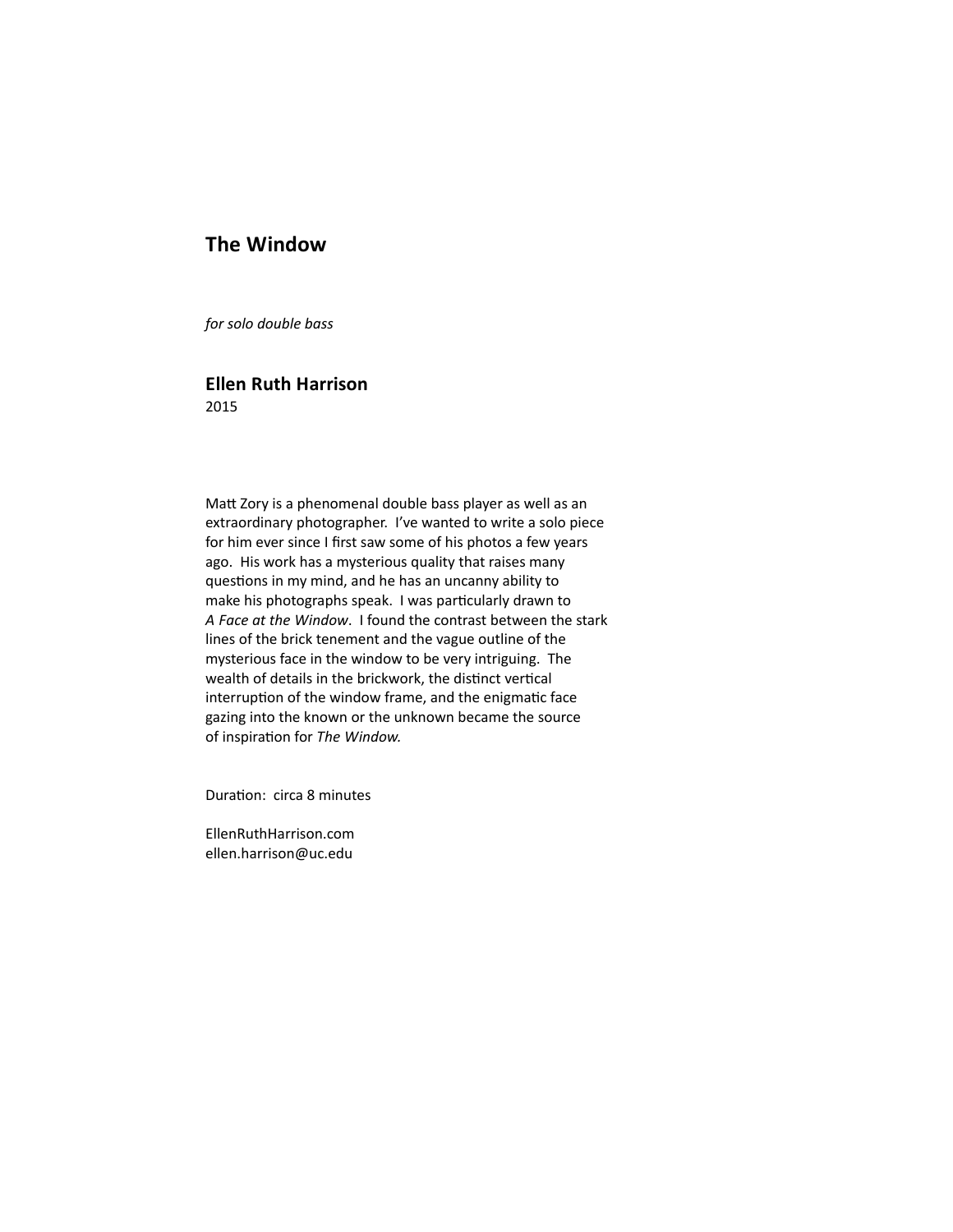# The Window

*for solo double bass*

## Ellen Ruth Harrison

2015

Matt Zory is a phenomenal double bass player as well as an extraordinary photographer. I've wanted to write a solo piece for him ever since I first saw some of his photos a few years ago. His work has a mysterious quality that raises many questions in my mind, and he has an uncanny ability to make his photographs speak. I was particularly drawn to *A Face at the Window*. I found the contrast between the stark lines of the brick tenement and the vague outline of the mysterious face in the window to be very intriguing. The wealth of details in the brickwork, the distinct vertical interruption of the window frame, and the enigmatic face gazing into the known or the unknown became the source of inspiration for *The Window.*

Duration: circa 8 minutes

EllenRuthHarrison.com
ellen.harrison@uc.edu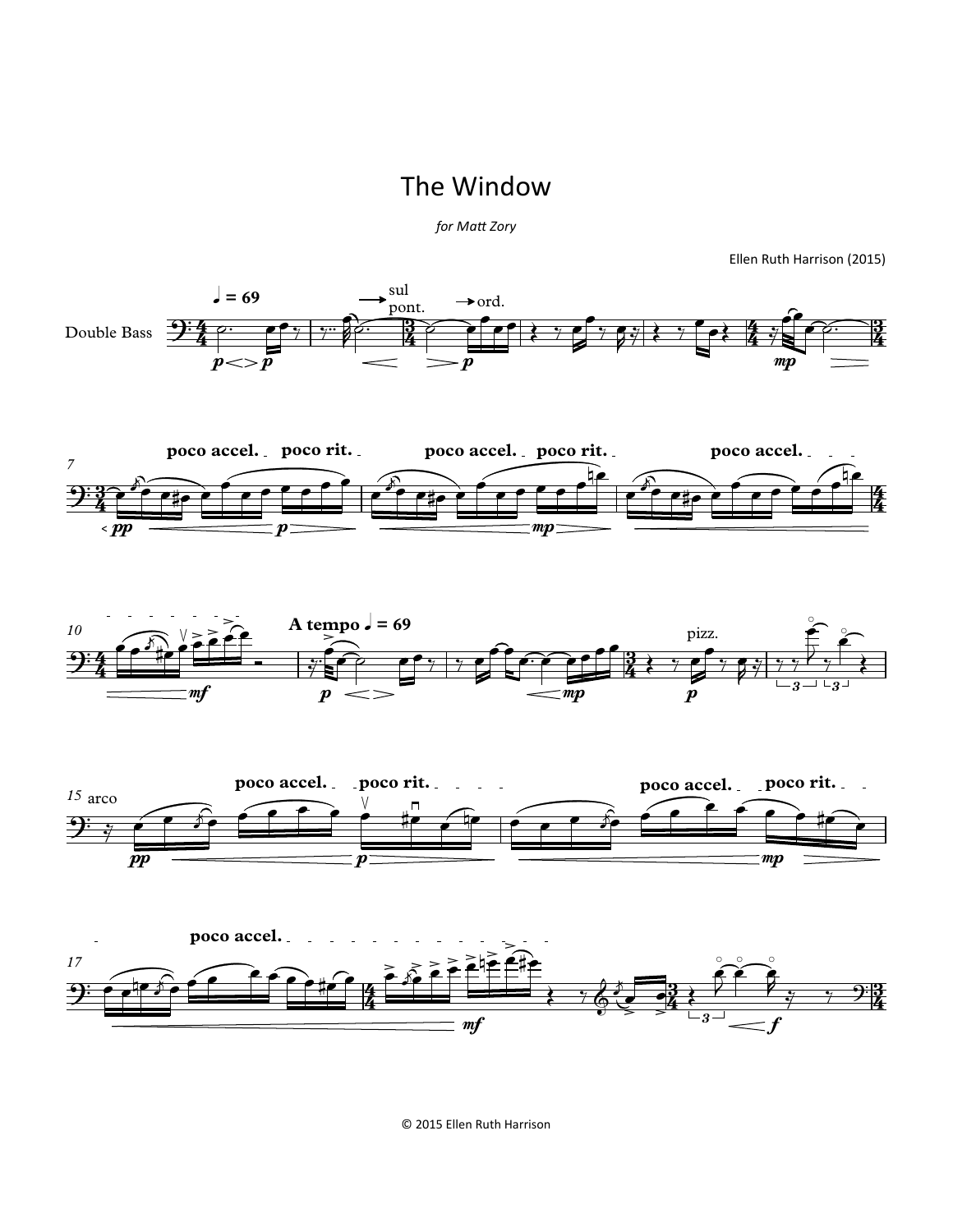# The Window

*for Matt Zory*

Ellen Ruth Harrison (2015)

© 2015 Ellen Ruth Harrison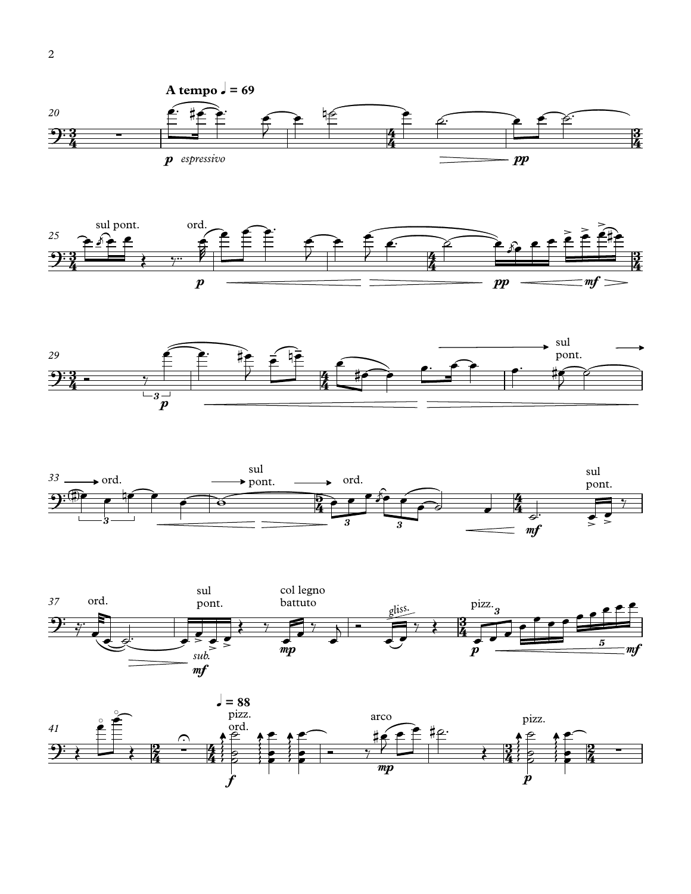**A tempo ♩ = 69**

**♩ = 88**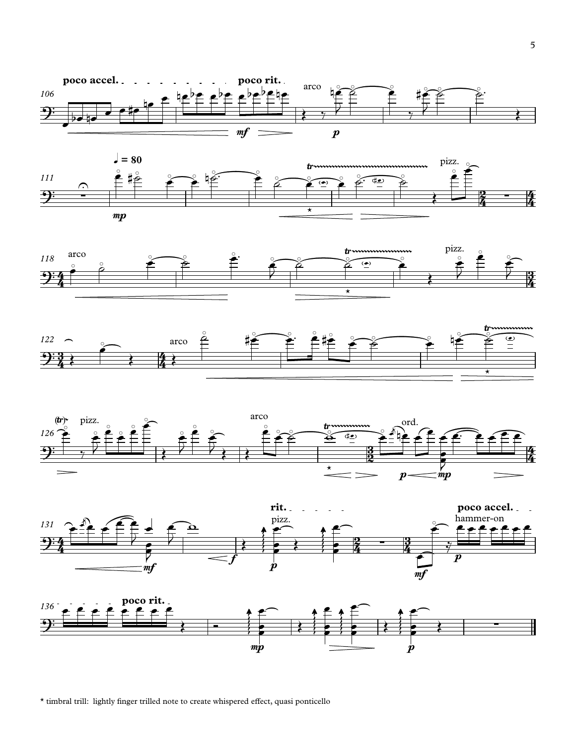* timbral trill: lightly finger trilled note to create whispered effect, quasi ponticello